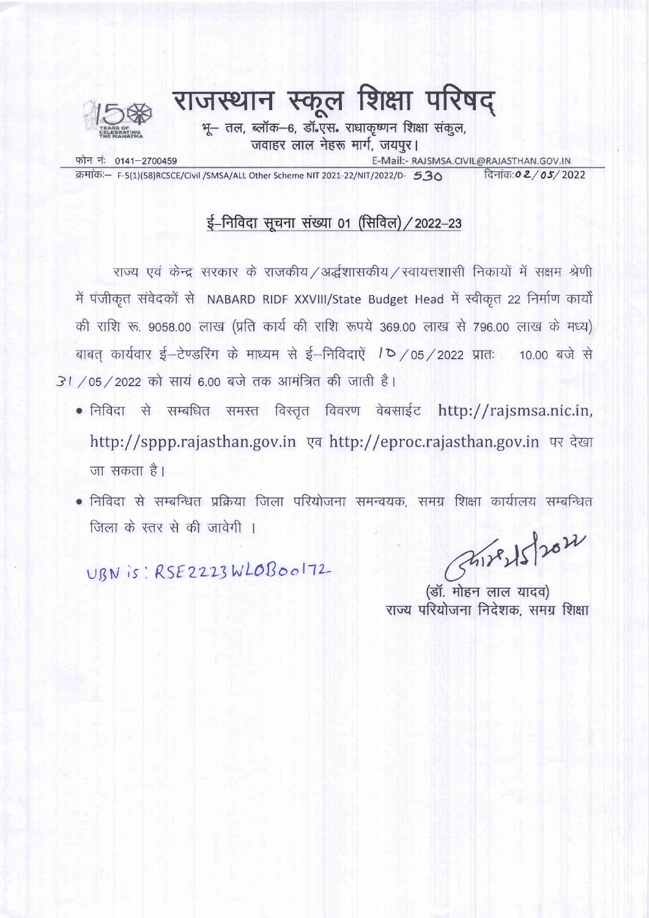# राजस्थान स्कूल शिक्षा परिषद्

भू- तल, ब्लॉक-6, डॉ.एस. राधाकृष्णन शिक्षा संकुल,
जवाहर लाल नेहरू मार्ग, जयपुर।

फोन नं: 0141-2700459 E-Mail:- RAJSMSA.CIVIL@RAJASTHAN.GOV.IN

क्रमांक:- F-5(1)(58)RCSCE/Civil /SMSA/ALL Other Scheme NIT 2021-22/NIT/2022/D- 530 दिनांक: 02/05/2022

## ई-निविदा सूचना संख्या 01 (सिविल)/2022-23

राज्य एवं केन्द्र सरकार के राजकीय/अर्द्धशासकीय/स्वायत्तशासी निकायों में सक्षम श्रेणी में पंजीकृत संवेदकों से NABARD RIDF XXVIII/State Budget Head में स्वीकृत 22 निर्माण कार्यों की राशि रू. 9058.00 लाख (प्रति कार्य की राशि रूपये 369.00 लाख से 796.00 लाख के मध्य) बाबत् कार्यवार ई-टेण्डरिंग के माध्यम से ई-निविदाएँ 10/05/2022 प्रातः 10.00 बजे से 31/05/2022 को सायं 6.00 बजे तक आमंत्रित की जाती है।

- निविदा से सम्बधित समस्त विस्तृत विवरण वेबसाईट http://rajsmsa.nic.in, http://sppp.rajasthan.gov.in एव http://eproc.rajasthan.gov.in पर देखा जा सकता है।
- निविदा से सम्बन्धित प्रक्रिया जिला परियोजना समन्वयक, समग्र शिक्षा कार्यालय सम्बन्धित जिला के स्तर से की जावेगी ।

UBN is: RSE2223WLOB00172

2/5/2022

(डॉ. मोहन लाल यादव)
राज्य परियोजना निदेशक, समग्र शिक्षा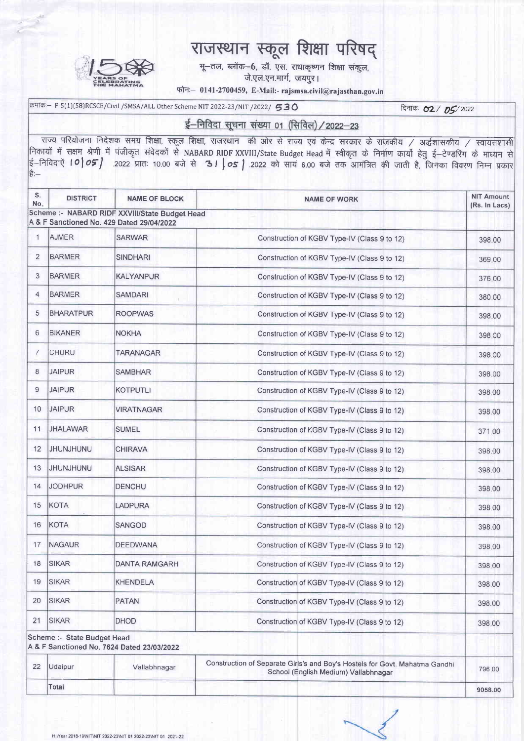# राजस्थान स्कूल शिक्षा परिषद्

भू–तल, ब्लॉक–6, डॉ. एस. राधाकृष्णन शिक्षा संकुल,
जे.एल.एन.मार्ग, जयपुर।

फोनः– 0141-2700459, E-Mail:- rajsmsa.civil@rajasthan.gov.in

क्रमांकः– P-5(1)(58)RCSCE/Civil /SMSA/ALL Other Scheme NIT 2022-23/NIT /2022/ 530 　　　　दिनांकः 02 / 05 / 2022

## ई–निविदा सूचना संख्या 01 (सिविल) / 2022–23

राज्य परियोजना निदेशक समग्र शिक्षा, स्कूल शिक्षा, राजस्थान की ओर से राज्य एवं केन्द्र सरकार के राजकीय / अर्द्धशासकीय / स्वायत्तशासी निकायों में सक्षम श्रेणी में पंजीकृत संवेदकों से NABARD RIDF XXVIII/State Budget Head में स्वीकृत के निर्माण कार्यो हेतु ई–टेण्डरिंग के माध्यम से ई–निविदाएँ 10/05/2022 प्रातः 10.00 बजे से 31/05/2022 को सायं 6.00 बजे तक आमंत्रित की जाती है, जिनका विवरण निम्न प्रकार है:–

| S. No. | DISTRICT | NAME OF BLOCK | NAME OF WORK | NIT Amount (Rs. In Lacs) |
|---|---|---|---|---|
| Scheme :- NABARD RIDF XXVIII/State Budget Head A & F Sanctioned No. 429 Dated 29/04/2022 | | | | |
| 1 | AJMER | SARWAR | Construction of KGBV Type-IV (Class 9 to 12) | 398.00 |
| 2 | BARMER | SINDHARI | Construction of KGBV Type-IV (Class 9 to 12) | 369.00 |
| 3 | BARMER | KALYANPUR | Construction of KGBV Type-IV (Class 9 to 12) | 376.00 |
| 4 | BARMER | SAMDARI | Construction of KGBV Type-IV (Class 9 to 12) | 380.00 |
| 5 | BHARATPUR | ROOPWAS | Construction of KGBV Type-IV (Class 9 to 12) | 398.00 |
| 6 | BIKANER | NOKHA | Construction of KGBV Type-IV (Class 9 to 12) | 398.00 |
| 7 | CHURU | TARANAGAR | Construction of KGBV Type-IV (Class 9 to 12) | 398.00 |
| 8 | JAIPUR | SAMBHAR | Construction of KGBV Type-IV (Class 9 to 12) | 398.00 |
| 9 | JAIPUR | KOTPUTLI | Construction of KGBV Type-IV (Class 9 to 12) | 398.00 |
| 10 | JAIPUR | VIRATNAGAR | Construction of KGBV Type-IV (Class 9 to 12) | 398.00 |
| 11 | JHALAWAR | SUMEL | Construction of KGBV Type-IV (Class 9 to 12) | 371.00 |
| 12 | JHUNJHUNU | CHIRAVA | Construction of KGBV Type-IV (Class 9 to 12) | 398.00 |
| 13 | JHUNJHUNU | ALSISAR | Construction of KGBV Type-IV (Class 9 to 12) | 398.00 |
| 14 | JODHPUR | DENCHU | Construction of KGBV Type-IV (Class 9 to 12) | 398.00 |
| 15 | KOTA | LADPURA | Construction of KGBV Type-IV (Class 9 to 12) | 398.00 |
| 16 | KOTA | SANGOD | Construction of KGBV Type-IV (Class 9 to 12) | 398.00 |
| 17 | NAGAUR | DEEDWANA | Construction of KGBV Type-IV (Class 9 to 12) | 398.00 |
| 18 | SIKAR | DANTA RAMGARH | Construction of KGBV Type-IV (Class 9 to 12) | 398.00 |
| 19 | SIKAR | KHENDELA | Construction of KGBV Type-IV (Class 9 to 12) | 398.00 |
| 20 | SIKAR | PATAN | Construction of KGBV Type-IV (Class 9 to 12) | 398.00 |
| 21 | SIKAR | DHOD | Construction of KGBV Type-IV (Class 9 to 12) | 398.00 |
| Scheme :- State Budget Head A & F Sanctioned No. 7624 Dated 23/03/2022 | | | | |
| 22 | Udaipur | Vallabhnagar | Construction of Separate Girls's and Boy's Hostels for Govt. Mahatma Gandhi School (English Medium) Vallabhnagar | 796.00 |
| | Total | | | 9058.00 |

H:\Year 2018-19\NIT\NIT 2022-23\NIT 01 2022-23\NIT 01 2021-22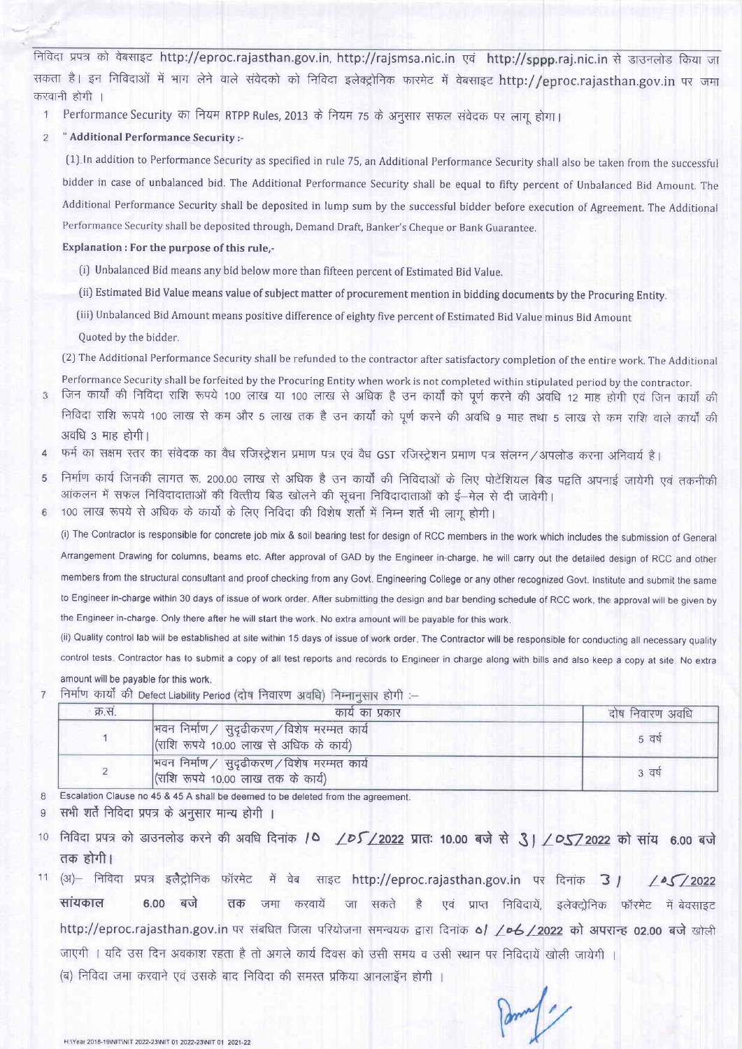निविदा प्रपत्र को वेबसाइट http://eproc.rajasthan.gov.in, http://rajsmsa.nic.in एवं http://sppp.raj.nic.in से डाउनलोड किया जा सकता है। इन निविदाओं में भाग लेने वाले संवेदको को निविदा इलेक्ट्रोनिक फारमेट में वेबसाइट http://eproc.rajasthan.gov.in पर जमा करवानी होगी ।

1. Performance Security का नियम RTPP Rules, 2013 के नियम 75 के अनुसार सफल संवेदक पर लागू होगा।
2. **" Additional Performance Security :-**

   (1) In addition to Performance Security as specified in rule 75, an Additional Performance Security shall also be taken from the successful bidder in case of unbalanced bid. The Additional Performance Security shall be equal to fifty percent of Unbalanced Bid Amount. The Additional Performance Security shall be deposited in lump sum by the successful bidder before execution of Agreement. The Additional Performance Security shall be deposited through, Demand Draft, Banker's Cheque or Bank Guarantee.

   **Explanation : For the purpose of this rule,-**

   (i) Unbalanced Bid means any bid below more than fifteen percent of Estimated Bid Value.

   (ii) Estimated Bid Value means value of subject matter of procurement mention in bidding documents by the Procuring Entity.

   (iii) Unbalanced Bid Amount means positive difference of eighty five percent of Estimated Bid Value minus Bid Amount Quoted by the bidder.

   (2) The Additional Performance Security shall be refunded to the contractor after satisfactory completion of the entire work. The Additional Performance Security shall be forfeited by the Procuring Entity when work is not completed within stipulated period by the contractor.
3. जिन कार्यों की निविदा राशि रूपये 100 लाख या 100 लाख से अधिक है उन कार्यों को पूर्ण करने की अवधि 12 माह होगी एवं जिन कार्यों की निविदा राशि रूपये 100 लाख से कम और 5 लाख तक है उन कार्यों को पूर्ण करने की अवधि 9 माह तथा 5 लाख से कम राशि वाले कार्यों की अवधि 3 माह होगी।
4. फर्म का सक्षम स्तर का संवेदक का वैध रजिस्ट्रेशन प्रमाण पत्र एवं वैध GST रजिस्ट्रेशन प्रमाण पत्र संलग्न/अपलोड करना अनिवार्य है।
5. निर्माण कार्य जिनकी लागत रू. 200.00 लाख से अधिक है उन कार्यों की निविदाओं के लिए पोटेंशियल बिड पद्धति अपनाई जायेगी एवं तकनीकी आंकलन में सफल निविदादाताओं की वित्तीय बिड खोलने की सूचना निविदादाताओं को ई-मेल से दी जावेगी।
6. 100 लाख रूपये से अधिक के कार्यो के लिए निविदा की विशेष शर्तो में निम्न शर्ते भी लागू होगी।

   (i) The Contractor is responsible for concrete job mix & soil bearing test for design of RCC members in the work which includes the submission of General Arrangement Drawing for columns, beams etc. After approval of GAD by the Engineer in-charge, he will carry out the detailed design of RCC and other members from the structural consultant and proof checking from any Govt. Engineering College or any other recognized Govt. Institute and submit the same to Engineer in-charge within 30 days of issue of work order. After submitting the design and bar bending schedule of RCC work, the approval will be given by the Engineer in-charge. Only there after he will start the work. No extra amount will be payable for this work.

   (ii) Quality control lab will be established at site within 15 days of issue of work order. The Contractor will be responsible for conducting all necessary quality control tests. Contractor has to submit a copy of all test reports and records to Engineer in charge along with bills and also keep a copy at site. No extra amount will be payable for this work.
7. निर्माण कार्यों की Defect Liability Period (दोष निवारण अवधि) निम्नानुसार होगी :-

| क्र.सं. | कार्य का प्रकार | दोष निवारण अवधि |
|---|---|---|
| 1 | भवन निर्माण/ सुदृढीकरण/विशेष मरम्मत कार्य (राशि रूपये 10.00 लाख से अधिक के कार्य) | 5 वर्ष |
| 2 | भवन निर्माण/ सुदृढीकरण/विशेष मरम्मत कार्य (राशि रूपये 10.00 लाख तक के कार्य) | 3 वर्ष |

8. Escalation Clause no 45 & 45 A shall be deemed to be deleted from the agreement.
9. सभी शर्ते निविदा प्रपत्र के अनुसार मान्य होगी ।
10. **निविदा प्रपत्र को डाउनलोड करने की अवधि दिनांक 10 /05/2022 प्रातः 10.00 बजे से 31/05/2022 को सांय 6.00 बजे तक होगी।**
11. (अ)- निविदा प्रपत्र इलैट्रोनिक फॉरमेट में वेब साइट http://eproc.rajasthan.gov.in पर दिनांक **31 /05/2022 सांयकाल 6.00 बजे तक** जमा करवायें जा सकते है एवं प्राप्त निविदायें, इलेक्ट्रोनिक फॉरमेट में बेवसाइट http://eproc.rajasthan.gov.in पर संबधित जिला परियोजना समन्वयक द्वारा दिनांक **01 /06/2022 को अपरान्ह 02.00 बजे** खोली जाएगी । यदि उस दिन अवकाश रहता है तो अगले कार्य दिवस को उसी समय व उसी स्थान पर निविदायें खोली जायेगी ।

    (ब) निविदा जमा करवाने एवं उसके बाद निविदा की समस्त प्रकिया आनलाईन होगी ।

H:\Year 2018-19\NIT\NIT 2022-23\NIT 01 2022-23\NIT 01 2021-22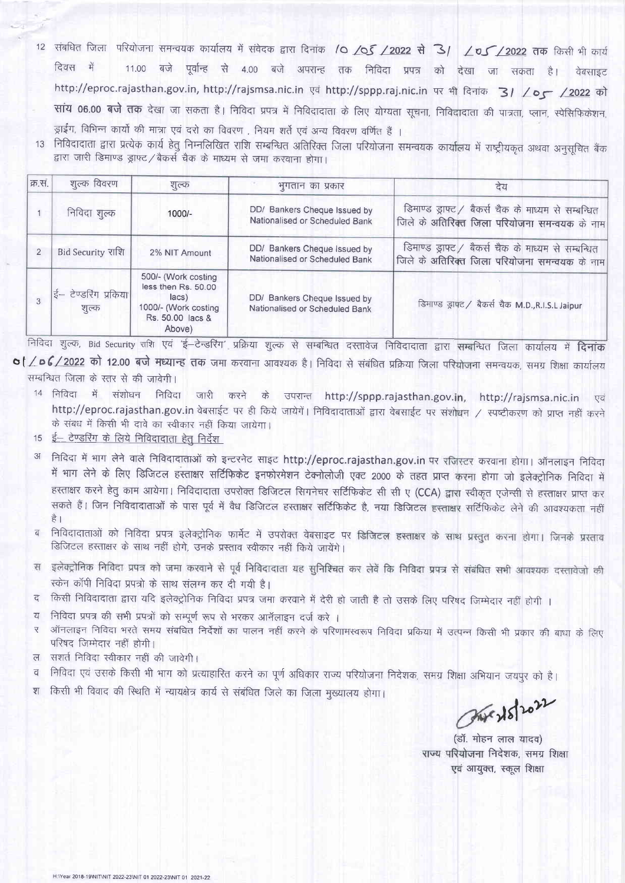12 संबंधित जिला परियोजना समन्वयक कार्यालय में संवेदक द्वारा दिनांक 10/05/2022 से 31/05/2022 तक किसी भी कार्य दिवस में 11.00 बजे पूर्वान्ह से 4.00 बजे अपरान्ह तक निविदा प्रपत्र को देखा जा सकता है। वेबसाइट http://eproc.rajasthan.gov.in, http://rajsmsa.nic.in एवं http://sppp.raj.nic.in पर भी दिनांक 31/05/2022 को **सांय 06.00 बजे तक** देखा जा सकता है। निविदा प्रपत्र में निविदादाता के लिए योग्यता सूचना, निविदादाता की पात्रता, प्लान, स्पेसिफिकेशन, ड्राईंग, विभिन्न कार्यो की मात्रा एवं दरो का विवरण, नियम शर्ते एवं अन्य विवरण वर्णित हैं।

13 निविदादाता द्वारा प्रत्येक कार्य हेतु निम्नलिखित राशि सम्बन्धित अतिरिक्त जिला परियोजना समन्वयक कार्यालय में राष्ट्रीयकृत अथवा अनुसूचित बैंक द्वारा जारी डिमाण्ड ड्राफ्ट/बैकर्स चैक के माध्यम से जमा करवाना होगा।

| क्र.सं. | शुल्क विवरण | शुल्क | भुगतान का प्रकार | देय |
|---|---|---|---|---|
| 1 | निविदा शुल्क | 1000/- | DD/ Bankers Cheque Issued by Nationalised or Scheduled Bank | डिमाण्ड ड्राफ्ट/ बैकर्स चैक के माध्यम से सम्बन्धित जिले के **अतिरिक्त जिला परियोजना समन्वयक** के नाम |
| 2 | Bid Security राशि | 2% NIT Amount | DD/ Bankers Cheque Issued by Nationalised or Scheduled Bank | डिमाण्ड ड्राफ्ट/ बैकर्स चैक के माध्यम से सम्बन्धित जिले के **अतिरिक्त जिला परियोजना समन्वयक** के नाम |
| 3 | ई- टेण्डरिंग प्रकिया शुल्क | 500/- (Work costing less then Rs. 50.00 lacs) 1000/- (Work costing Rs. 50.00 lacs & Above) | DD/ Bankers Cheque Issued by Nationalised or Scheduled Bank | डिमाण्ड ड्राफ्ट/ बैकर्स चैक M.D.,R.I.S.L Jaipur |

निविदा शुल्क, Bid Security राशि एवं 'ई-टेन्डरिंग' प्रक्रिया शुल्क से सम्बन्धित दस्तावेज निविदादाता द्वारा सम्बन्धित जिला कार्यालय में **दिनांक 01/06/2022 को 12.00 बजे मध्यान्ह तक** जमा करवाना आवश्यक है। निविदा से संबंधित प्रक्रिया जिला परियोजना समन्वयक, समग्र शिक्षा कार्यालय सम्बन्धित जिला के स्तर से की जावेगी।

14 निविदा में संशोधन निविदा जारी करने के उपरान्त http://sppp.rajasthan.gov.in, http://rajsmsa.nic.in एवं http://eproc.rajasthan.gov.in वेबसाईट पर ही किये जायेगें। निविदादाताओं द्वारा वेबसाईट पर संशोधन / स्पष्टीकरण को प्राप्त नहीं करने के संबध में किसी भी दावे का स्वीकार नहीं किया जायेगा।

15 <u>ई- टेण्डरिंग के लिये निविदादाता हेतु निर्देश</u>

अ निविदा में भाग लेने वाले निविदादाताओं को इन्टरनेट साइट http://eproc.rajasthan.gov.in पर रजिस्टर करवाना होगा। ऑनलाइन निविदा में भाग लेने के लिए डिजिटल हस्ताक्षर सर्टिफिकेट इनफोरमेशन टेक्नोलोजी एक्ट 2000 के तहत प्राप्त करना होगा जो इलेक्ट्रोनिक निविदा में हस्ताक्षर करने हेतु काम आयेगा। निविदादाता उपरोक्त डिजिटल सिगनेचर सर्टिफिकेट सी सी ए (CCA) द्वारा स्वीकृत एजेन्सी से हस्ताक्षर प्राप्त कर सकते हैं। जिन निविदादाताओं के पास पूर्व में वैध डिजिटल हस्ताक्षर सर्टिफिकेट है, नया डिजिटल हस्ताक्षर सर्टिफिकेट लेने की आवश्यकता नहीं है।

ब निविदादाताओं को निविदा प्रपत्र इलेक्ट्रोनिक फार्मेट में उपरोक्त वेबसाइट पर डिजिटल हस्ताक्षर के साथ प्रस्तुत करना होगा। जिनके प्रस्ताव डिजिटल हस्ताक्षर के साथ नहीं होंगे, उनके प्रस्ताव स्वीकार नहीं किये जायेंगे।

स इलेक्ट्रोनिक निविदा प्रपत्र को जमा करवाने से पूर्व निविदादाता यह सुनिश्चित कर लेवें कि निविदा प्रपत्र से संबंधित सभी आवश्यक दस्तावेजो की स्केन कॉपी निविदा प्रपत्रो के साथ संलग्न कर दी गयी है।

द किसी निविदादाता द्वारा यदि इलेक्ट्रोनिक निविदा प्रपत्र जमा करवाने में देरी हो जाती है तो उसके लिए परिषद जिम्मेदार नहीं होगी।

य निविदा प्रपत्र की सभी प्रपत्रों को सम्पूर्ण रूप से भरकर आर्नलाइन दर्ज करे।

र ऑनलाइन निविदा भरते समय संबंधित निर्देशों का पालन नहीं करने के परिणामस्वरूप निविदा प्रकिया में उत्पन्न किसी भी प्रकार की बाधा के लिए परिषद जिम्मेदार नहीं होगी।

ल सशर्त निविदा स्वीकार नहीं की जावेगी।

व निविदा एवं उसके किसी भी भाग को प्रत्याहारित करने का पूर्ण अधिकार राज्य परियोजना निदेशक, समग्र शिक्षा अभियान जयपुर को है।

श किसी भी विवाद की स्थिति में न्यायक्षेत्र कार्य से संबंधित जिले का जिला मुख्यालय होगा।

(डॉ. मोहन लाल यादव)
राज्य परियोजना निदेशक, समग्र शिक्षा
एवं आयुक्त, स्कूल शिक्षा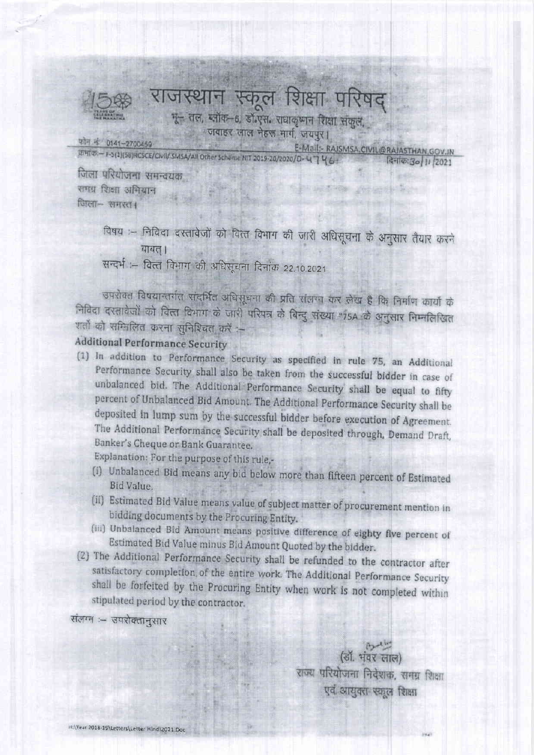# राजस्थान स्कूल शिक्षा परिषद

भू- तल, ब्लॉक-6, डॉ.एस. राधाकृष्णन शिक्षा संकुल,
जवाहर लाल नेहरू मार्ग, जयपुर।

फोन नं. 0141-2700469 E-Mail:- RAJSMSA.CIVIL@RAJASTHAN.GOV.IN

क्रमांक:- F-5(1)(58)RCSCE/Civil/SMSA/All Other Scheme NIT 2019-20/2020/D-4746 दिनांक: 30/11/2021

जिला परियोजना समन्वयक
समग्र शिक्षा अभियान
जिला- समस्त।

विषय :- निविदा दस्तावेजों को वित्त विभाग की जारी अधिसूचना के अनुसार तैयार करने बाबत्।

सन्दर्भ :- वित्त विभाग की अधिसूचना दिनांक 22.10.2021

उपरोक्त विषयान्तर्गत संदर्भित अधिसूचना की प्रति संलग्न कर लेख है कि निर्माण कार्यों के निविदा दस्तावेजों को वित्त विभाग के जारी परिपत्र के बिन्दु संख्या "75A के अनुसार निम्नलिखित शर्तों को सम्मिलित करना सुनिश्चित करें :-

**Additional Performance Security**

(1) In addition to Performance Security as specified in rule 75, an Additional Performance Security shall also be taken from the successful bidder in case of unbalanced bid. The Additional Performance Security shall be equal to fifty percent of Unbalanced Bid Amount. The Additional Performance Security shall be deposited in lump sum by the successful bidder before execution of Agreement. The Additional Performance Security shall be deposited through, Demand Draft, Banker's Cheque or Bank Guarantee.

Explanation: For the purpose of this rule,-

(i) Unbalanced Bid means any bid below more than fifteen percent of Estimated Bid Value.

(ii) Estimated Bid Value means value of subject matter of procurement mention in bidding documents by the Procuring Entity.

(iii) Unbalanced Bid Amount means positive difference of eighty five percent of Estimated Bid Value minus Bid Amount Quoted by the bidder.

(2) The Additional Performance Security shall be refunded to the contractor after satisfactory completion of the entire work. The Additional Performance Security shall be forfeited by the Procuring Entity when work is not completed within stipulated period by the contractor.

संलग्न :- उपरोक्तानुसार

(डॉ. भंवर लाल)
राज्य परियोजना निदेशक, समग्र शिक्षा
एवं आयुक्त स्कूल शिक्षा